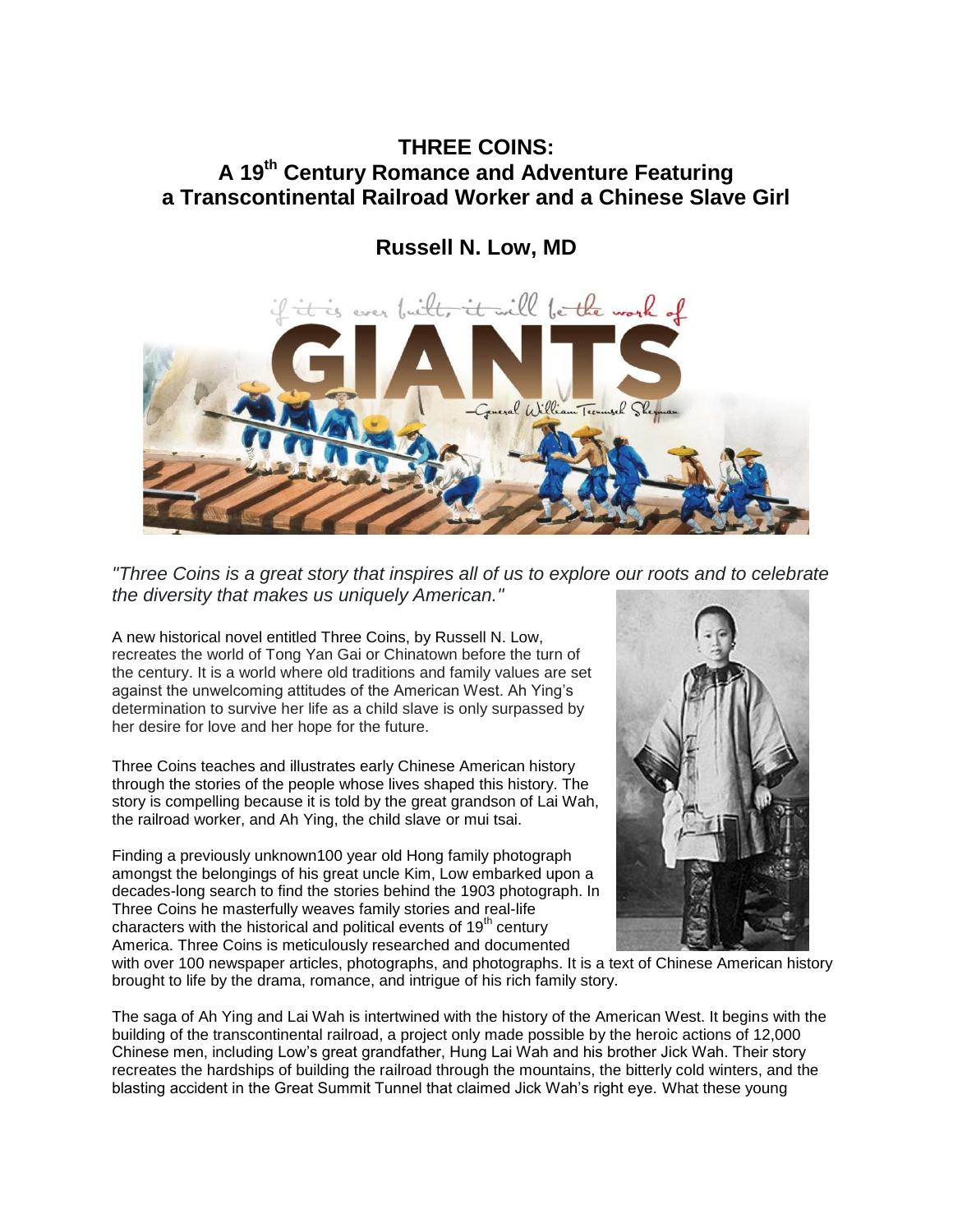# THREE COINS:
# A 19th Century Romance and Adventure Featuring a Transcontinental Railroad Worker and a Chinese Slave Girl

## Russell N. Low, MD

*"Three Coins is a great story that inspires all of us to explore our roots and to celebrate the diversity that makes us uniquely American."*

A new historical novel entitled Three Coins, by Russell N. Low, recreates the world of Tong Yan Gai or Chinatown before the turn of the century. It is a world where old traditions and family values are set against the unwelcoming attitudes of the American West. Ah Ying's determination to survive her life as a child slave is only surpassed by her desire for love and her hope for the future.

Three Coins teaches and illustrates early Chinese American history through the stories of the people whose lives shaped this history. The story is compelling because it is told by the great grandson of Lai Wah, the railroad worker, and Ah Ying, the child slave or mui tsai.

Finding a previously unknown100 year old Hong family photograph amongst the belongings of his great uncle Kim, Low embarked upon a decades-long search to find the stories behind the 1903 photograph. In Three Coins he masterfully weaves family stories and real-life characters with the historical and political events of 19th century America. Three Coins is meticulously researched and documented with over 100 newspaper articles, photographs, and photographs. It is a text of Chinese American history brought to life by the drama, romance, and intrigue of his rich family story.

The saga of Ah Ying and Lai Wah is intertwined with the history of the American West. It begins with the building of the transcontinental railroad, a project only made possible by the heroic actions of 12,000 Chinese men, including Low's great grandfather, Hung Lai Wah and his brother Jick Wah. Their story recreates the hardships of building the railroad through the mountains, the bitterly cold winters, and the blasting accident in the Great Summit Tunnel that claimed Jick Wah's right eye. What these young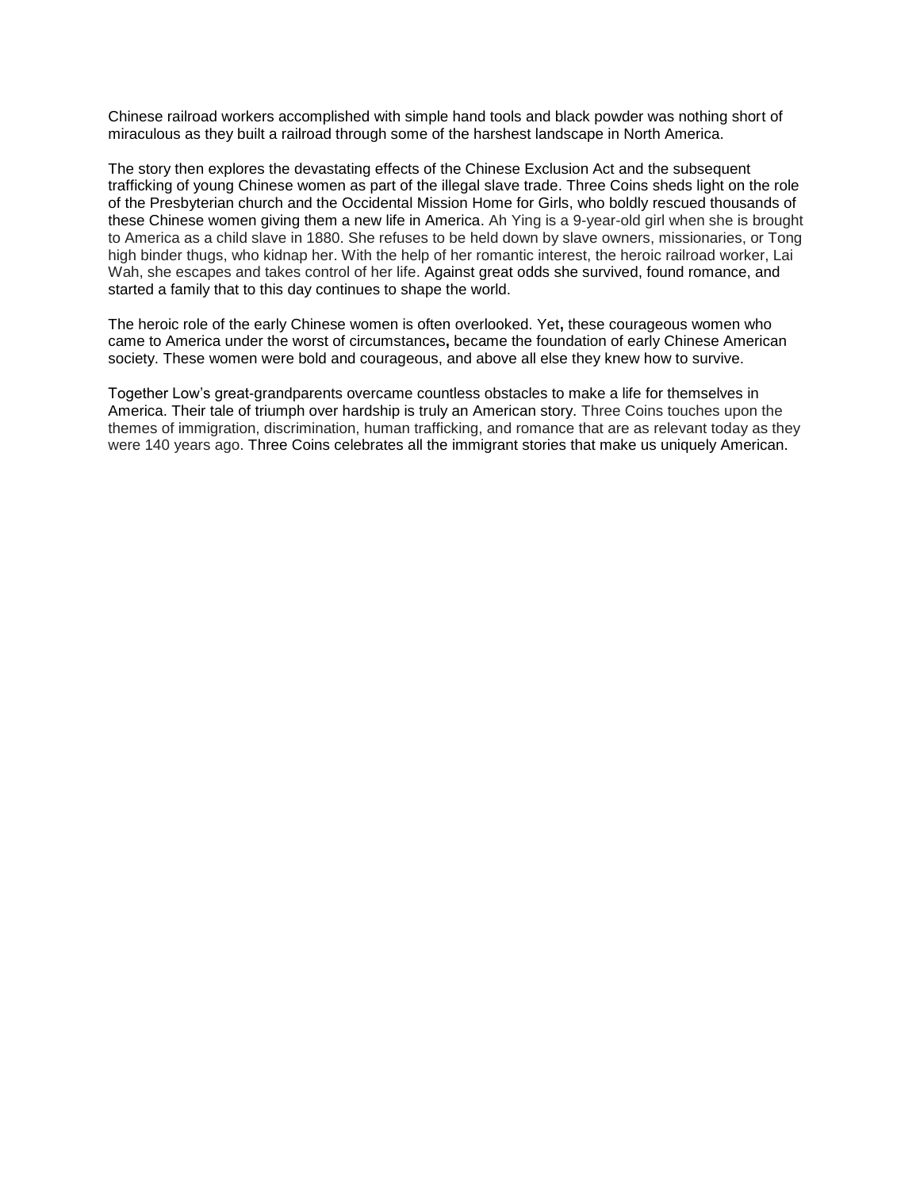Chinese railroad workers accomplished with simple hand tools and black powder was nothing short of miraculous as they built a railroad through some of the harshest landscape in North America.

The story then explores the devastating effects of the Chinese Exclusion Act and the subsequent trafficking of young Chinese women as part of the illegal slave trade. Three Coins sheds light on the role of the Presbyterian church and the Occidental Mission Home for Girls, who boldly rescued thousands of these Chinese women giving them a new life in America. Ah Ying is a 9-year-old girl when she is brought to America as a child slave in 1880. She refuses to be held down by slave owners, missionaries, or Tong high binder thugs, who kidnap her. With the help of her romantic interest, the heroic railroad worker, Lai Wah, she escapes and takes control of her life. Against great odds she survived, found romance, and started a family that to this day continues to shape the world.

The heroic role of the early Chinese women is often overlooked. Yet**,** these courageous women who came to America under the worst of circumstances**,** became the foundation of early Chinese American society. These women were bold and courageous, and above all else they knew how to survive.

Together Low's great-grandparents overcame countless obstacles to make a life for themselves in America. Their tale of triumph over hardship is truly an American story. Three Coins touches upon the themes of immigration, discrimination, human trafficking, and romance that are as relevant today as they were 140 years ago. Three Coins celebrates all the immigrant stories that make us uniquely American.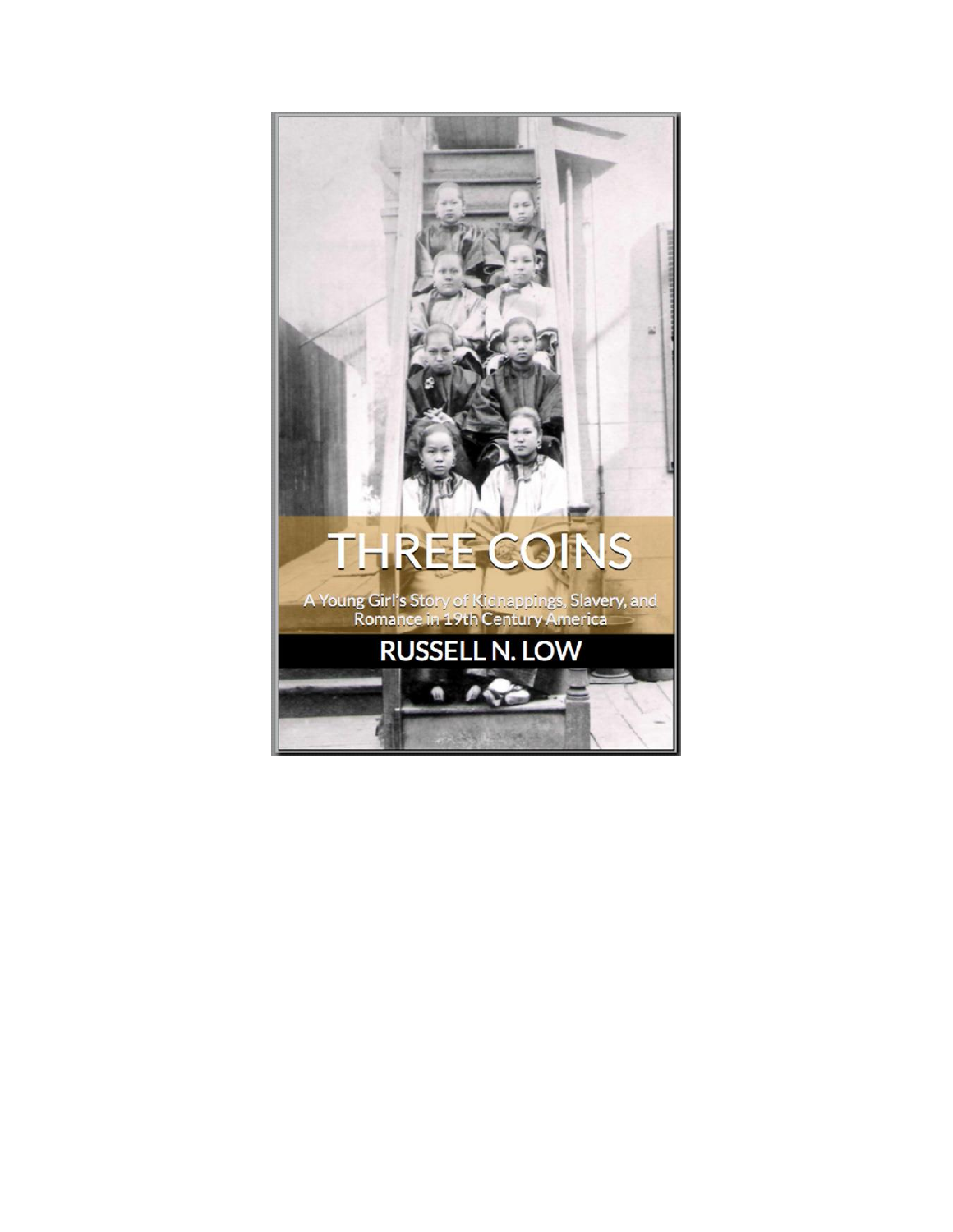# THREE COINS

A Young Girl's Story of Kidnappings, Slavery, and Romance in 19th Century America

RUSSELL N. LOW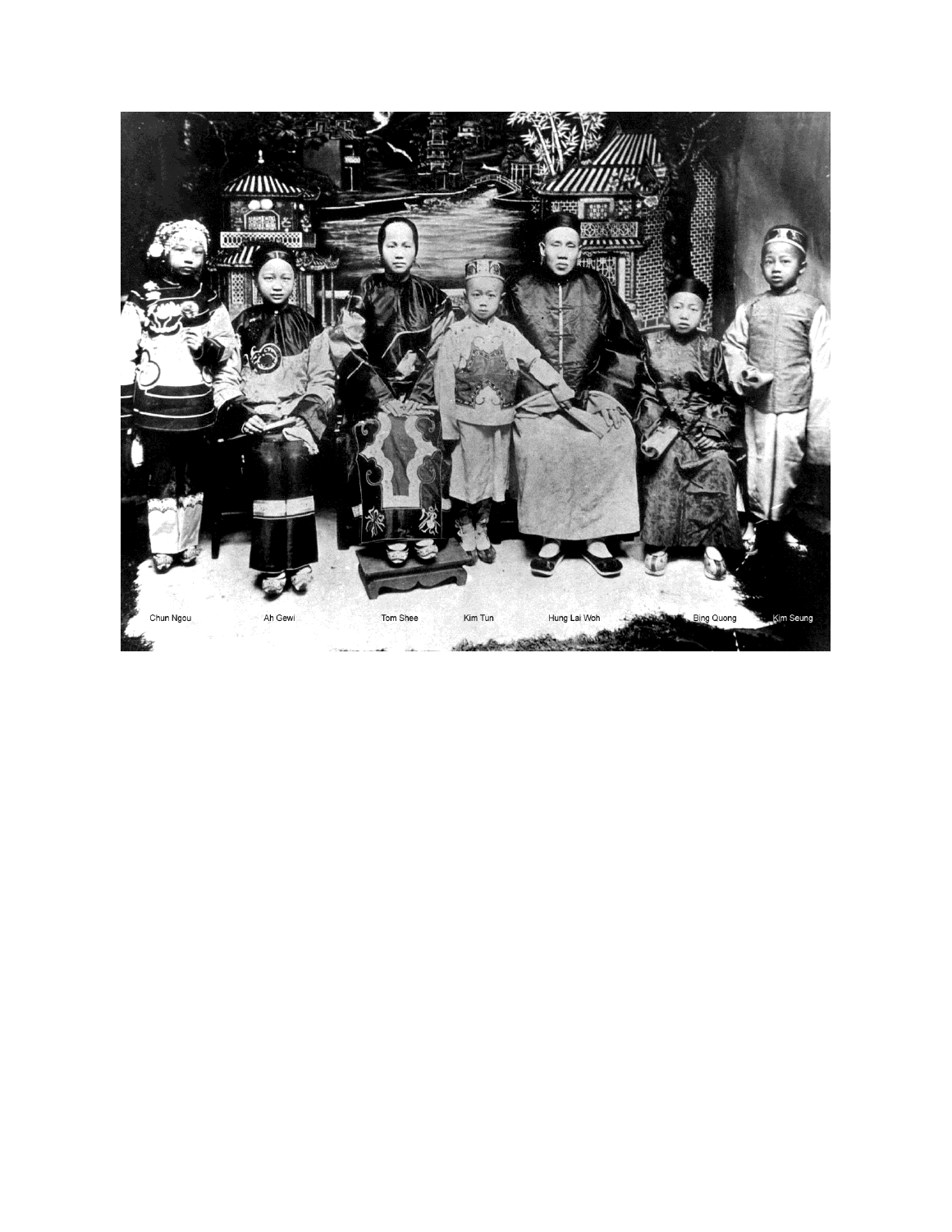Chun Ngou Ah Gewi Tom Shee Kim Tun Hung Lai Woh Bing Quong Kim Seung